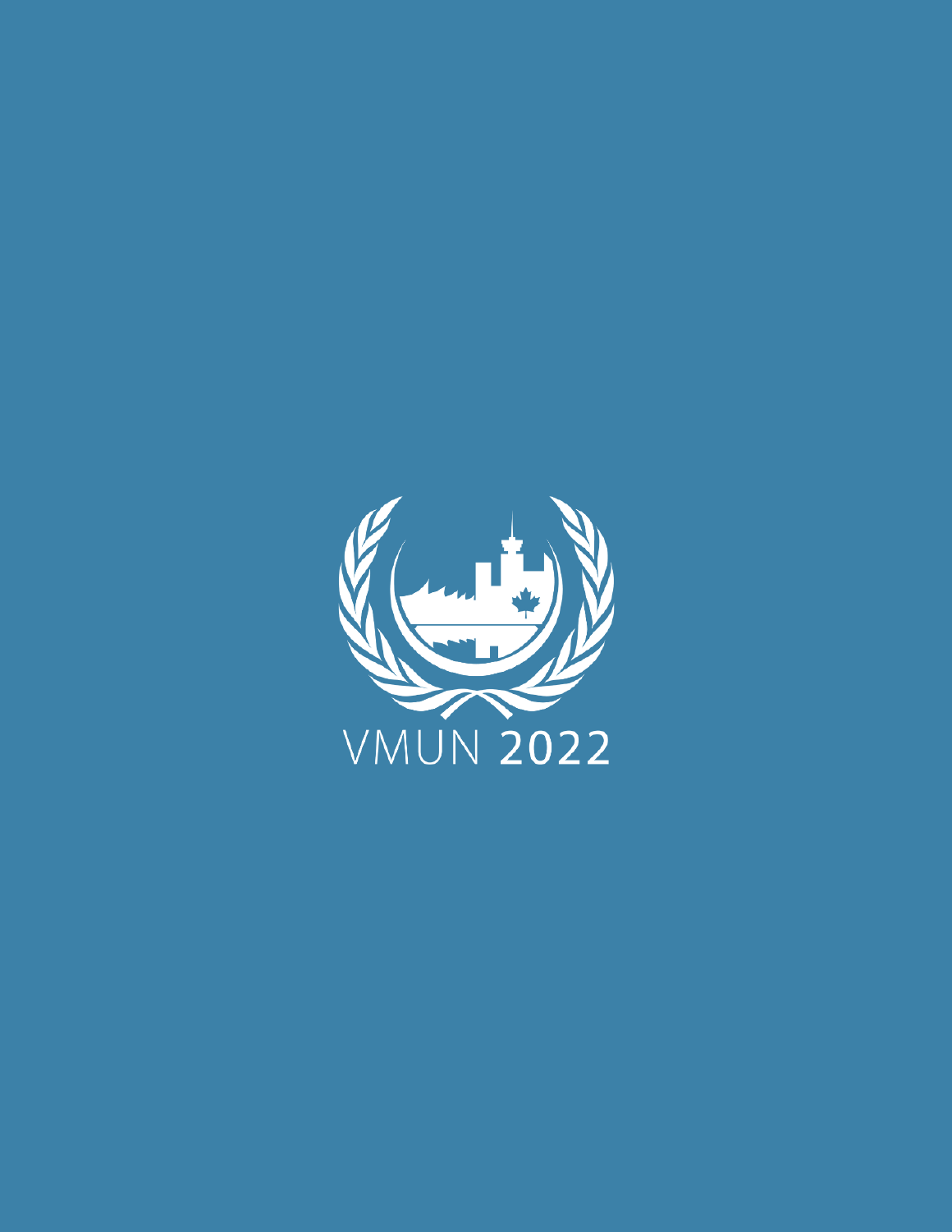VMUN 2022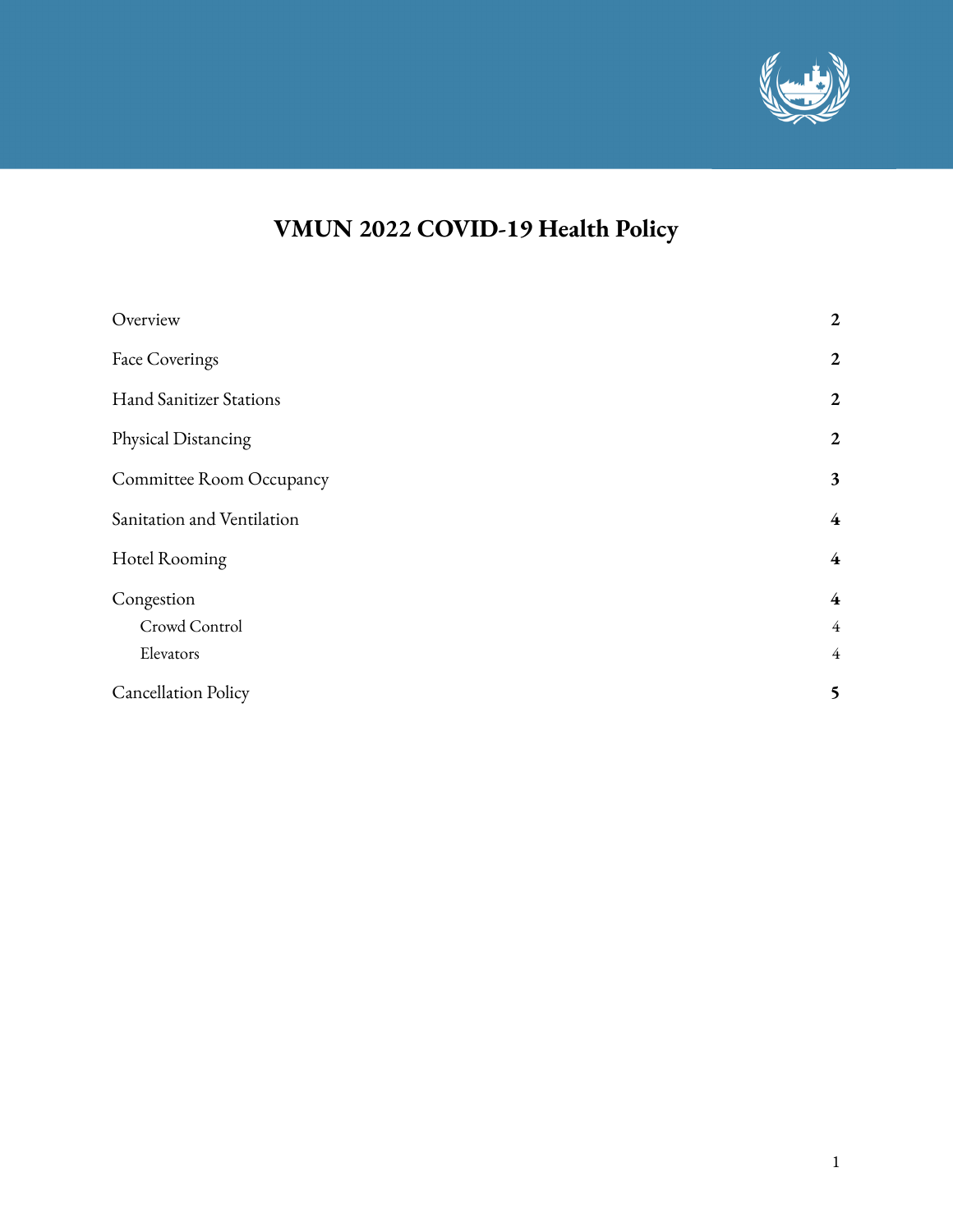# VMUN 2022 COVID-19 Health Policy

| | |
|---|---|
| Overview | **2** |
| Face Coverings | **2** |
| Hand Sanitizer Stations | **2** |
| Physical Distancing | **2** |
| Committee Room Occupancy | **3** |
| Sanitation and Ventilation | **4** |
| Hotel Rooming | **4** |
| Congestion | **4** |
| Crowd Control | 4 |
| Elevators | 4 |
| Cancellation Policy | **5** |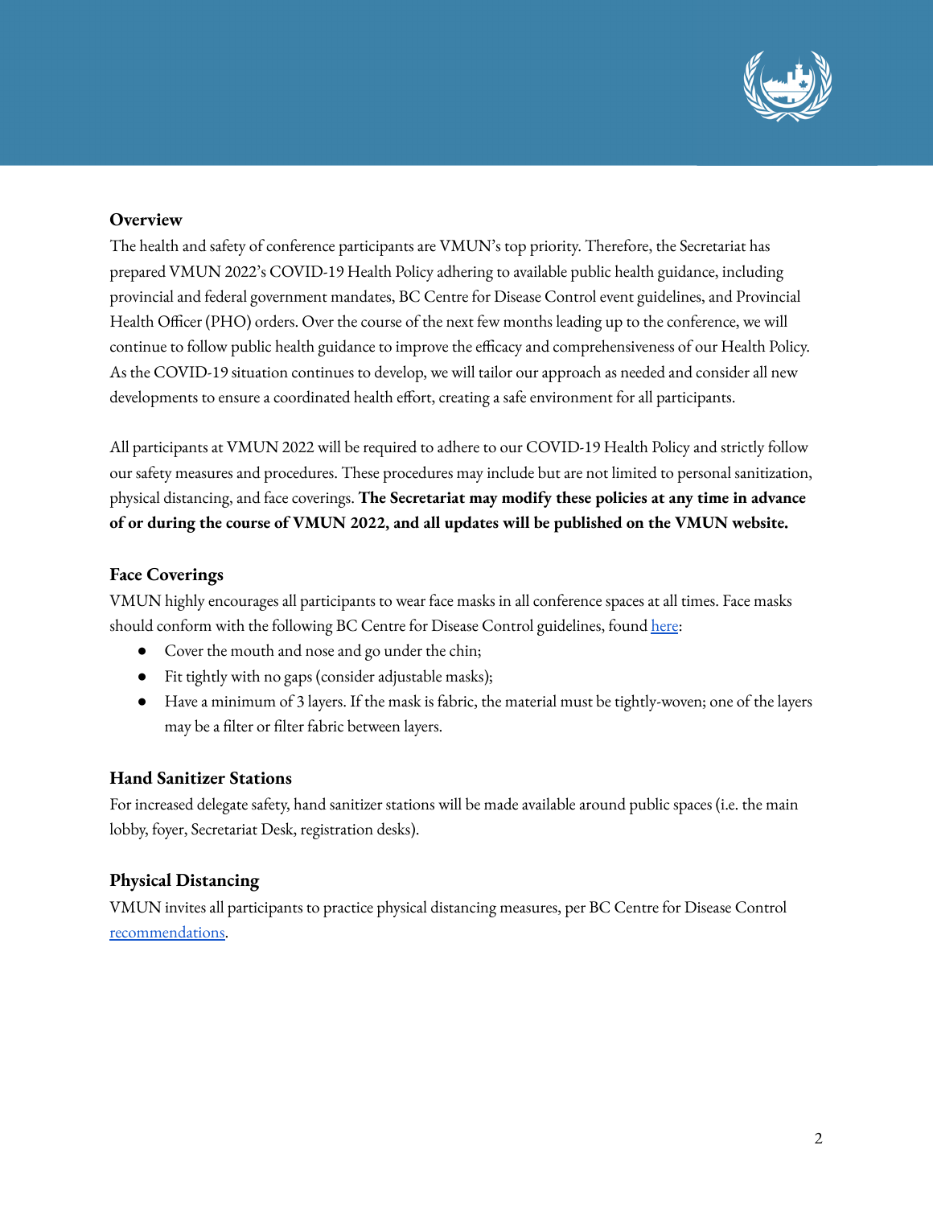## Overview

The health and safety of conference participants are VMUN's top priority. Therefore, the Secretariat has prepared VMUN 2022's COVID-19 Health Policy adhering to available public health guidance, including provincial and federal government mandates, BC Centre for Disease Control event guidelines, and Provincial Health Officer (PHO) orders. Over the course of the next few months leading up to the conference, we will continue to follow public health guidance to improve the efficacy and comprehensiveness of our Health Policy. As the COVID-19 situation continues to develop, we will tailor our approach as needed and consider all new developments to ensure a coordinated health effort, creating a safe environment for all participants.

All participants at VMUN 2022 will be required to adhere to our COVID-19 Health Policy and strictly follow our safety measures and procedures. These procedures may include but are not limited to personal sanitization, physical distancing, and face coverings. **The Secretariat may modify these policies at any time in advance of or during the course of VMUN 2022, and all updates will be published on the VMUN website.**

## Face Coverings

VMUN highly encourages all participants to wear face masks in all conference spaces at all times. Face masks should conform with the following BC Centre for Disease Control guidelines, found here:

- Cover the mouth and nose and go under the chin;
- Fit tightly with no gaps (consider adjustable masks);
- Have a minimum of 3 layers. If the mask is fabric, the material must be tightly-woven; one of the layers may be a filter or filter fabric between layers.

## Hand Sanitizer Stations

For increased delegate safety, hand sanitizer stations will be made available around public spaces (i.e. the main lobby, foyer, Secretariat Desk, registration desks).

## Physical Distancing

VMUN invites all participants to practice physical distancing measures, per BC Centre for Disease Control recommendations.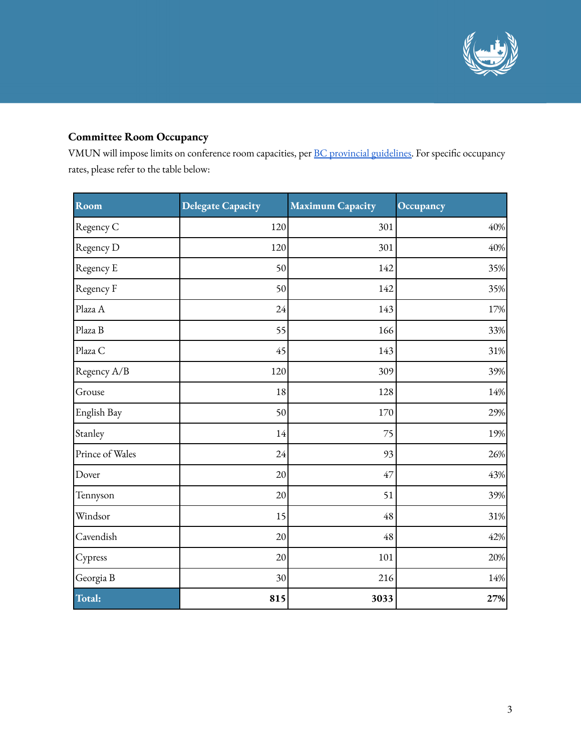### Committee Room Occupancy

VMUN will impose limits on conference room capacities, per [BC provincial guidelines](). For specific occupancy rates, please refer to the table below:

| Room | Delegate Capacity | Maximum Capacity | Occupancy |
|---|---:|---:|---:|
| Regency C | 120 | 301 | 40% |
| Regency D | 120 | 301 | 40% |
| Regency E | 50 | 142 | 35% |
| Regency F | 50 | 142 | 35% |
| Plaza A | 24 | 143 | 17% |
| Plaza B | 55 | 166 | 33% |
| Plaza C | 45 | 143 | 31% |
| Regency A/B | 120 | 309 | 39% |
| Grouse | 18 | 128 | 14% |
| English Bay | 50 | 170 | 29% |
| Stanley | 14 | 75 | 19% |
| Prince of Wales | 24 | 93 | 26% |
| Dover | 20 | 47 | 43% |
| Tennyson | 20 | 51 | 39% |
| Windsor | 15 | 48 | 31% |
| Cavendish | 20 | 48 | 42% |
| Cypress | 20 | 101 | 20% |
| Georgia B | 30 | 216 | 14% |
| **Total:** | **815** | **3033** | **27%** |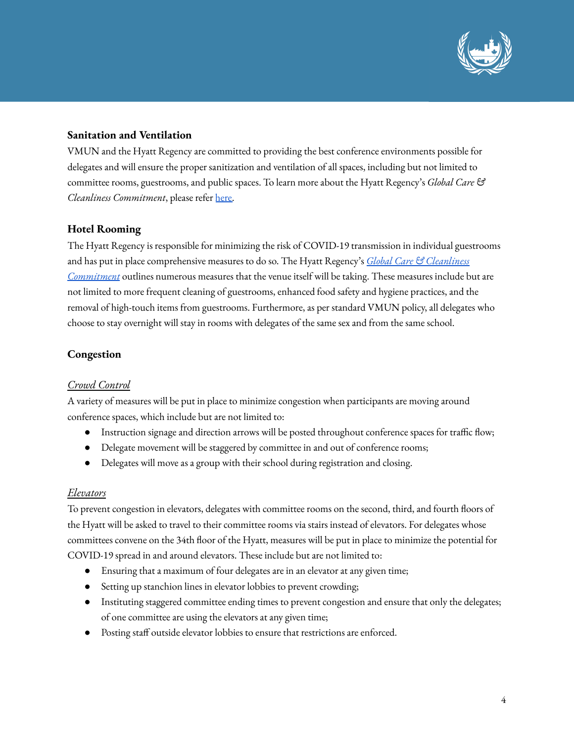### Sanitation and Ventilation

VMUN and the Hyatt Regency are committed to providing the best conference environments possible for delegates and will ensure the proper sanitization and ventilation of all spaces, including but not limited to committee rooms, guestrooms, and public spaces. To learn more about the Hyatt Regency's *Global Care & Cleanliness Commitment*, please refer [here](#).

### Hotel Rooming

The Hyatt Regency is responsible for minimizing the risk of COVID-19 transmission in individual guestrooms and has put in place comprehensive measures to do so. The Hyatt Regency's [*Global Care & Cleanliness Commitment*](#) outlines numerous measures that the venue itself will be taking. These measures include but are not limited to more frequent cleaning of guestrooms, enhanced food safety and hygiene practices, and the removal of high-touch items from guestrooms. Furthermore, as per standard VMUN policy, all delegates who choose to stay overnight will stay in rooms with delegates of the same sex and from the same school.

### Congestion

#### *Crowd Control*

A variety of measures will be put in place to minimize congestion when participants are moving around conference spaces, which include but are not limited to:

- Instruction signage and direction arrows will be posted throughout conference spaces for traffic flow;
- Delegate movement will be staggered by committee in and out of conference rooms;
- Delegates will move as a group with their school during registration and closing.

#### *Elevators*

To prevent congestion in elevators, delegates with committee rooms on the second, third, and fourth floors of the Hyatt will be asked to travel to their committee rooms via stairs instead of elevators. For delegates whose committees convene on the 34th floor of the Hyatt, measures will be put in place to minimize the potential for COVID-19 spread in and around elevators. These include but are not limited to:

- Ensuring that a maximum of four delegates are in an elevator at any given time;
- Setting up stanchion lines in elevator lobbies to prevent crowding;
- Instituting staggered committee ending times to prevent congestion and ensure that only the delegates; of one committee are using the elevators at any given time;
- Posting staff outside elevator lobbies to ensure that restrictions are enforced.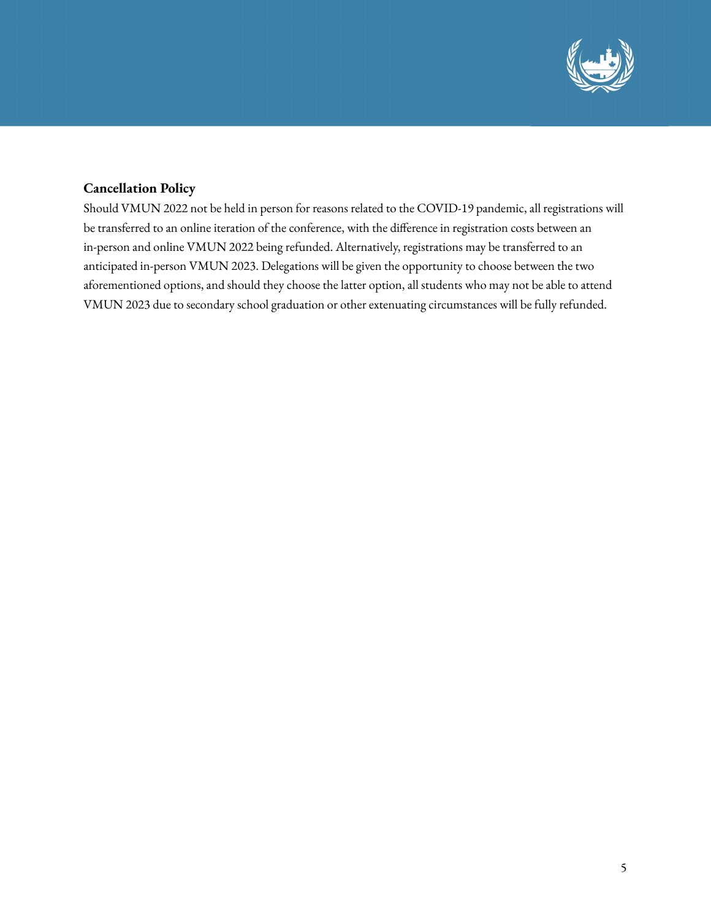**Cancellation Policy**

Should VMUN 2022 not be held in person for reasons related to the COVID-19 pandemic, all registrations will be transferred to an online iteration of the conference, with the difference in registration costs between an in-person and online VMUN 2022 being refunded. Alternatively, registrations may be transferred to an anticipated in-person VMUN 2023. Delegations will be given the opportunity to choose between the two aforementioned options, and should they choose the latter option, all students who may not be able to attend VMUN 2023 due to secondary school graduation or other extenuating circumstances will be fully refunded.